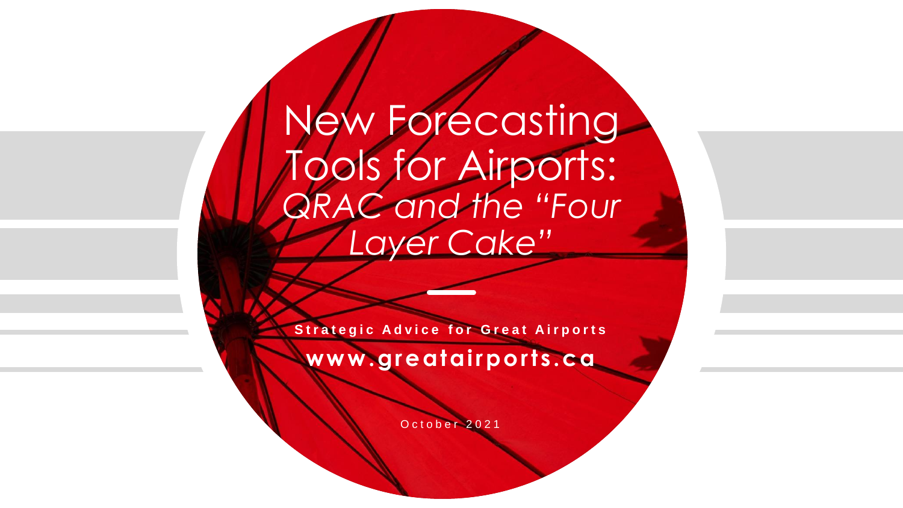# New Forecasting Tools for Airports: *QRAC and the "Four Layer Cake"*

**Strategic Advice for Great Airports**

**www.greatairports.ca**

October 2021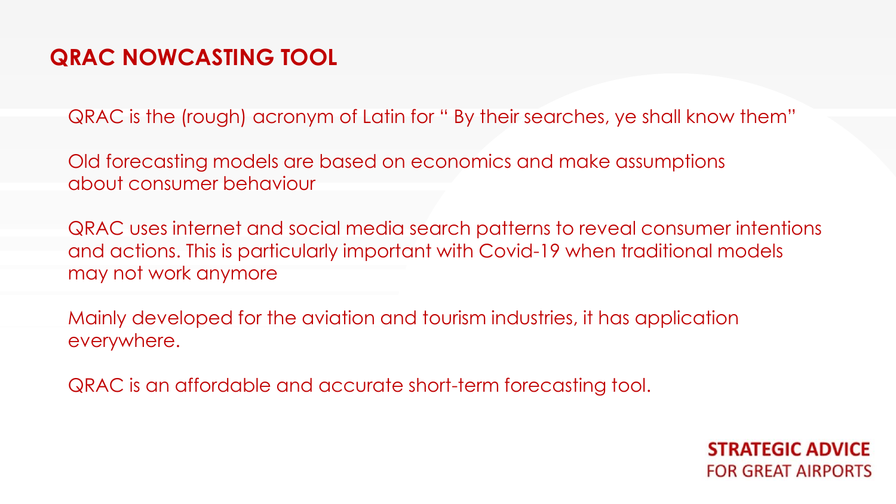## QRAC NOWCASTING TOOL

QRAC is the (rough) acronym of Latin for " By their searches, ye shall know them"

Old forecasting models are based on economics and make assumptions about consumer behaviour

QRAC uses internet and social media search patterns to reveal consumer intentions and actions. This is particularly important with Covid-19 when traditional models may not work anymore

Mainly developed for the aviation and tourism industries, it has application everywhere.

QRAC is an affordable and accurate short-term forecasting tool.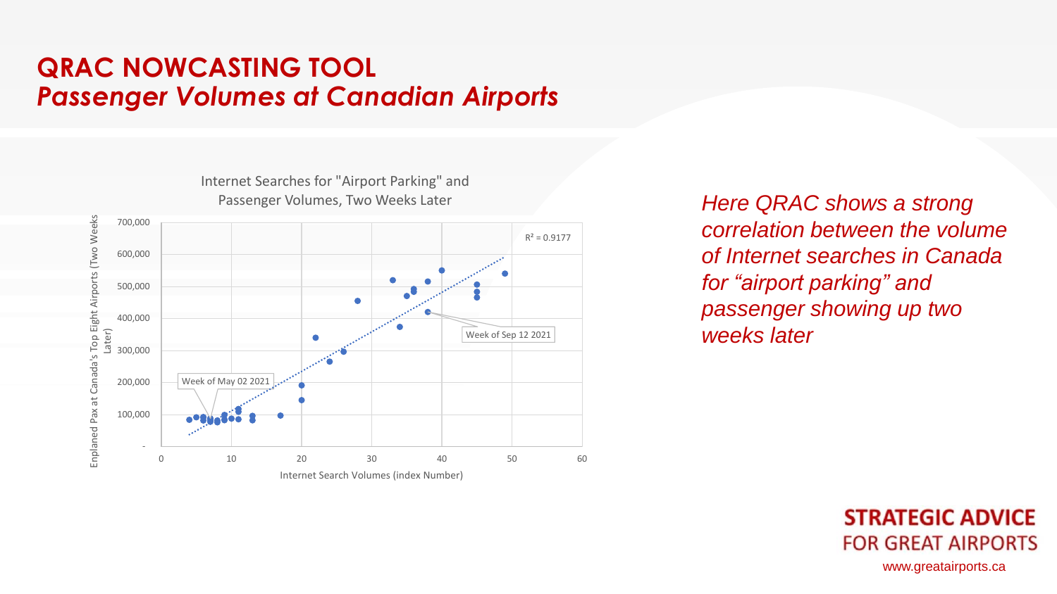# QRAC NOWCASTING TOOL

## *Passenger Volumes at Canadian Airports*

Internet Searches for "Airport Parking" and Passenger Volumes, Two Weeks Later

$R^2 = 0.9177$

Week of Sep 12 2021

Week of May 02 2021

Enplaned Pax at Canada's Top Eight Airports (Two Weeks Later)

Internet Search Volumes (index Number)

*Here QRAC shows a strong correlation between the volume of Internet searches in Canada for "airport parking" and passenger showing up two weeks later*

**STRATEGIC ADVICE**
FOR GREAT AIRPORTS

www.greatairports.ca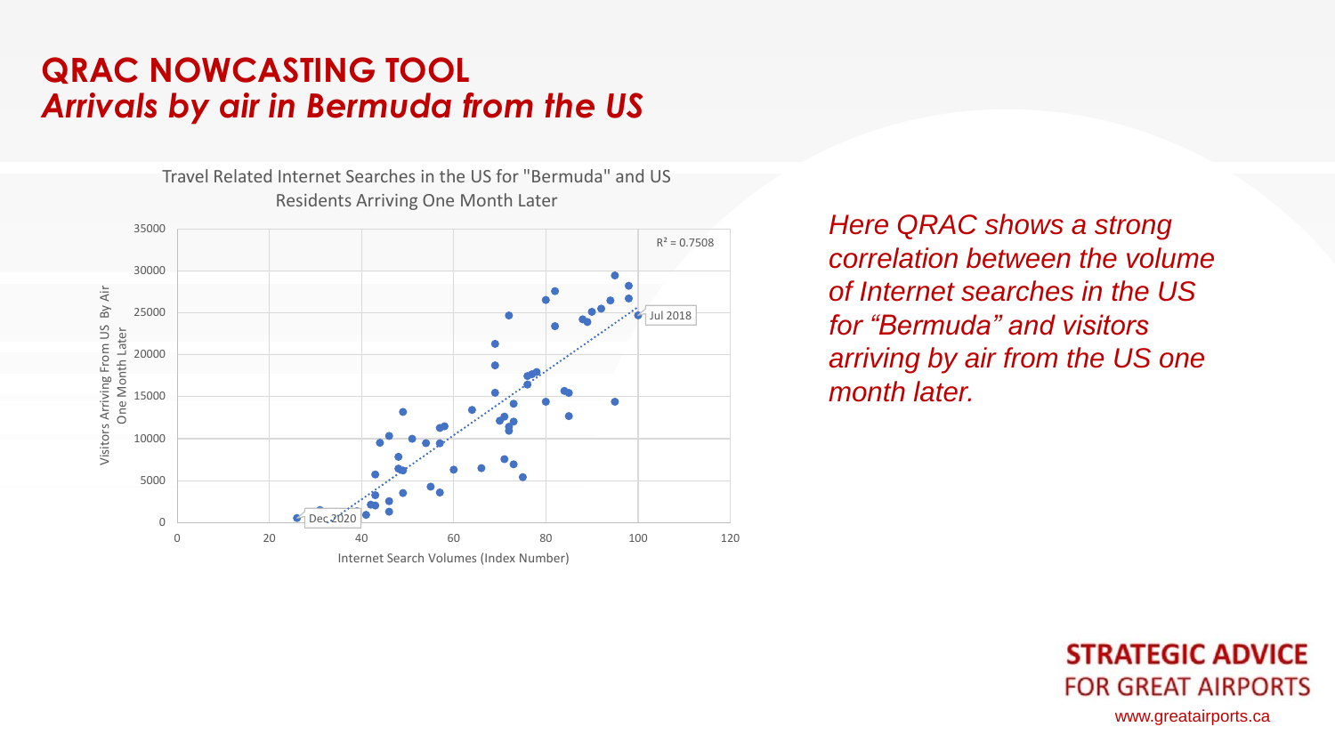# QRAC NOWCASTING TOOL

## *Arrivals by air in Bermuda from the US*

Travel Related Internet Searches in the US for "Bermuda" and US Residents Arriving One Month Later

$R^2 = 0.7508$

Jul 2018

Dec 2020

Visitors Arriving From US By Air One Month Later

Internet Search Volumes (Index Number)

*Here QRAC shows a strong correlation between the volume of Internet searches in the US for "Bermuda" and visitors arriving by air from the US one month later.*

**STRATEGIC ADVICE**
FOR GREAT AIRPORTS

www.greatairports.ca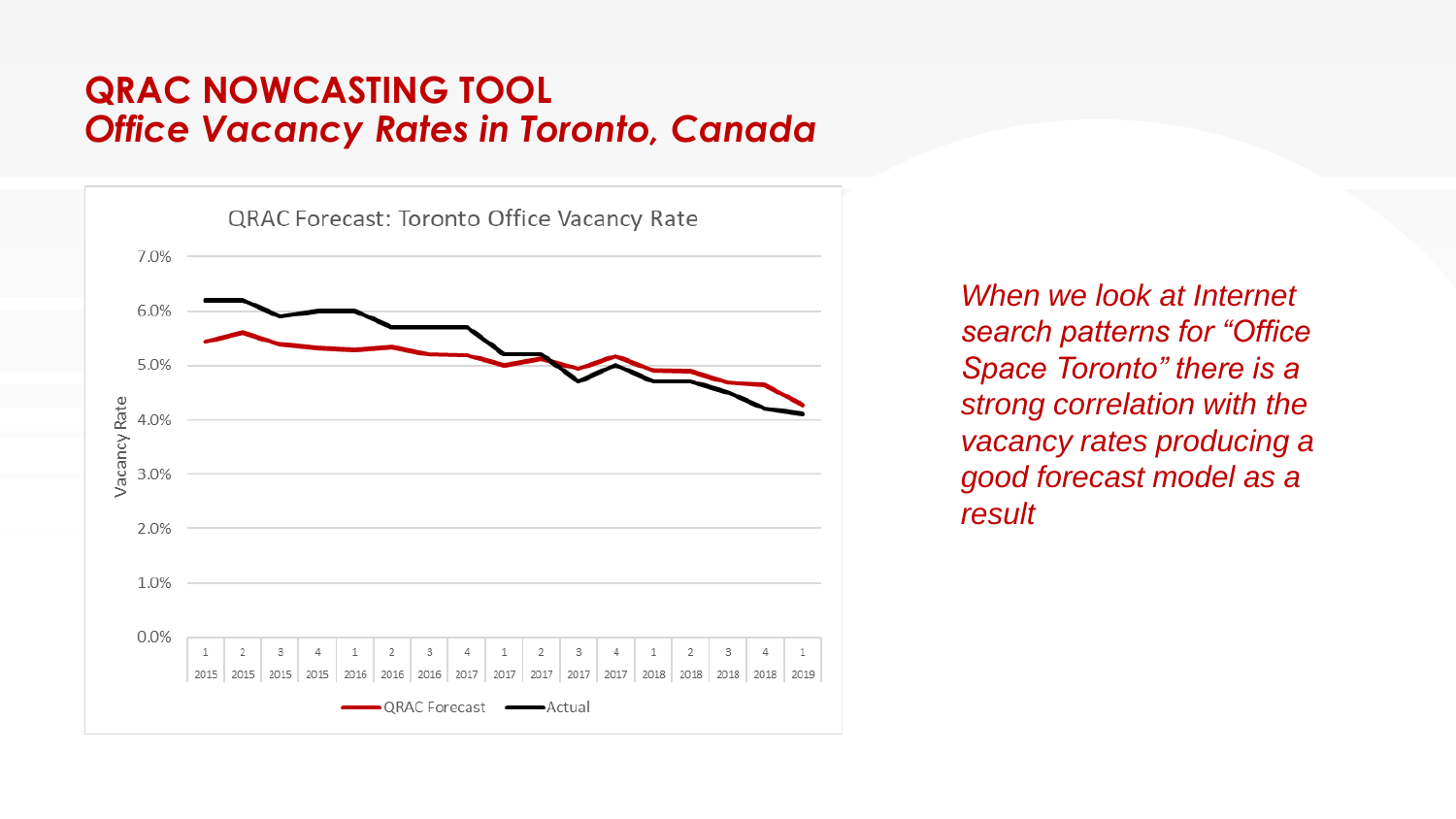# QRAC NOWCASTING TOOL
## *Office Vacancy Rates in Toronto, Canada*

*When we look at Internet search patterns for “Office Space Toronto” there is a strong correlation with the vacancy rates producing a good forecast model as a result*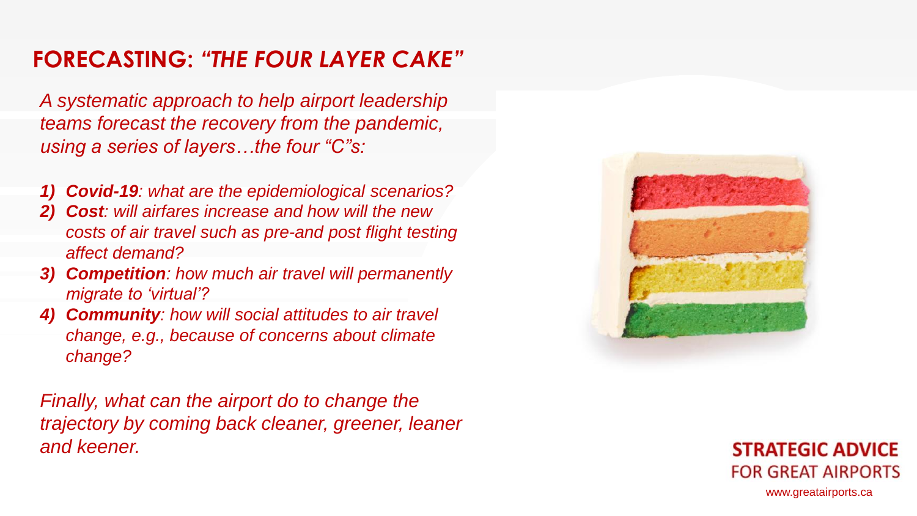## FORECASTING: *"THE FOUR LAYER CAKE"*

*A systematic approach to help airport leadership teams forecast the recovery from the pandemic, using a series of layers…the four "C"s:*

1) ***Covid-19****: what are the epidemiological scenarios?*
2) ***Cost****: will airfares increase and how will the new costs of air travel such as pre-and post flight testing affect demand?*
3) ***Competition****: how much air travel will permanently migrate to 'virtual'?*
4) ***Community****: how will social attitudes to air travel change, e.g., because of concerns about climate change?*

*Finally, what can the airport do to change the trajectory by coming back cleaner, greener, leaner and keener.*

**STRATEGIC ADVICE**
FOR GREAT AIRPORTS
www.greatairports.ca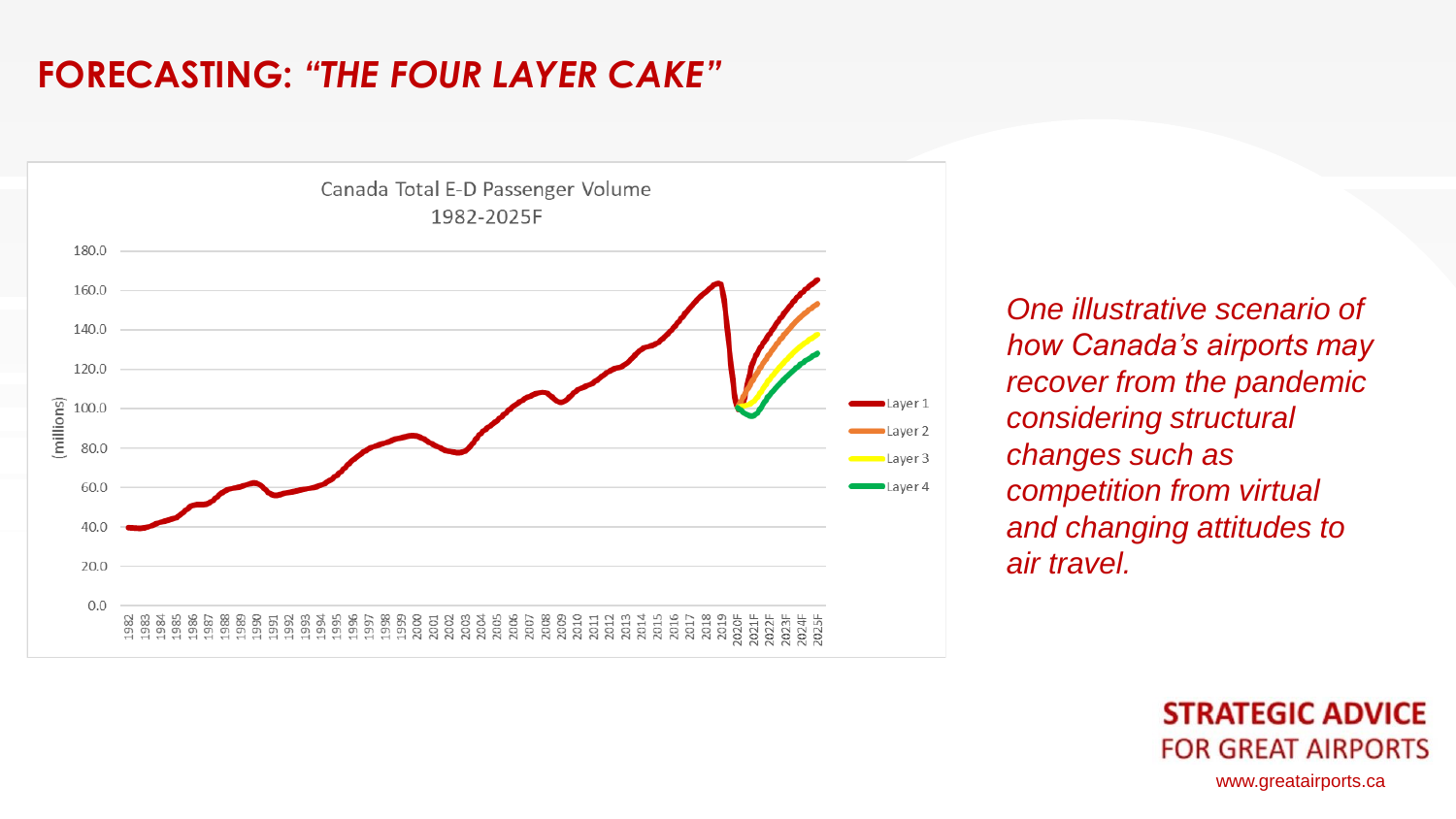# FORECASTING: *"THE FOUR LAYER CAKE"*

Canada Total E-D Passenger Volume
1982-2025F

*One illustrative scenario of how Canada's airports may recover from the pandemic considering structural changes such as competition from virtual and changing attitudes to air travel.*

**STRATEGIC ADVICE**
FOR GREAT AIRPORTS
www.greatairports.ca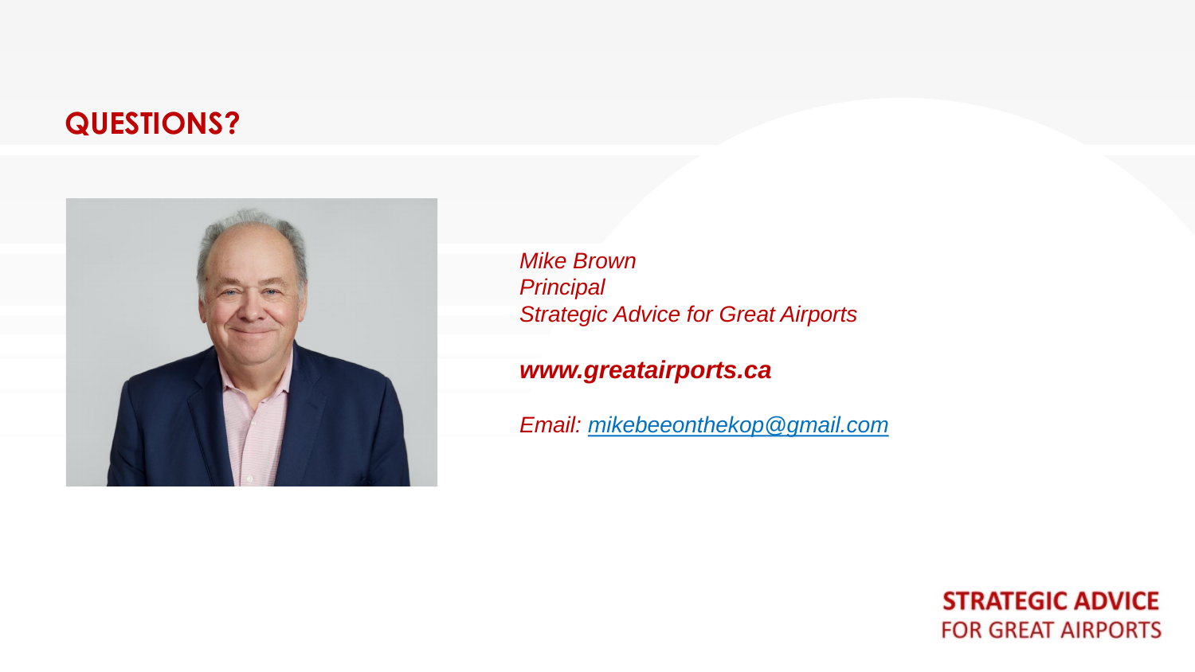## QUESTIONS?

*Mike Brown*
*Principal*
*Strategic Advice for Great Airports*

***www.greatairports.ca***

*Email: mikebeeonthekop@gmail.com*

**STRATEGIC ADVICE**
FOR GREAT AIRPORTS